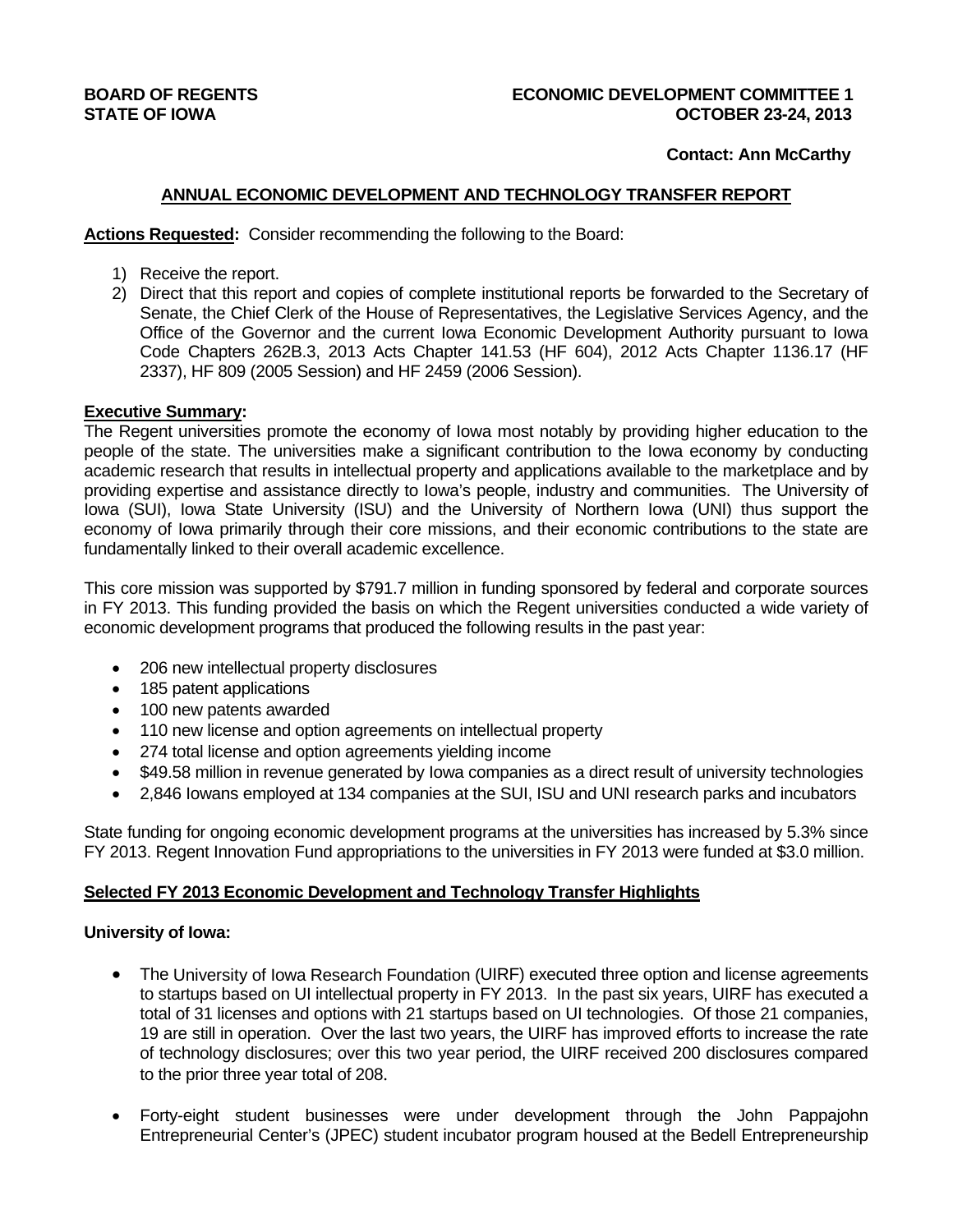**BOARD OF REGENTS**
**STATE OF IOWA**

**ECONOMIC DEVELOPMENT COMMITTEE 1**
**OCTOBER 23-24, 2013**

**Contact: Ann McCarthy**

## ANNUAL ECONOMIC DEVELOPMENT AND TECHNOLOGY TRANSFER REPORT

**Actions Requested:** Consider recommending the following to the Board:

1) Receive the report.
2) Direct that this report and copies of complete institutional reports be forwarded to the Secretary of Senate, the Chief Clerk of the House of Representatives, the Legislative Services Agency, and the Office of the Governor and the current Iowa Economic Development Authority pursuant to Iowa Code Chapters 262B.3, 2013 Acts Chapter 141.53 (HF 604), 2012 Acts Chapter 1136.17 (HF 2337), HF 809 (2005 Session) and HF 2459 (2006 Session).

**Executive Summary:**

The Regent universities promote the economy of Iowa most notably by providing higher education to the people of the state. The universities make a significant contribution to the Iowa economy by conducting academic research that results in intellectual property and applications available to the marketplace and by providing expertise and assistance directly to Iowa's people, industry and communities. The University of Iowa (SUI), Iowa State University (ISU) and the University of Northern Iowa (UNI) thus support the economy of Iowa primarily through their core missions, and their economic contributions to the state are fundamentally linked to their overall academic excellence.

This core mission was supported by $791.7 million in funding sponsored by federal and corporate sources in FY 2013. This funding provided the basis on which the Regent universities conducted a wide variety of economic development programs that produced the following results in the past year:

- 206 new intellectual property disclosures
- 185 patent applications
- 100 new patents awarded
- 110 new license and option agreements on intellectual property
- 274 total license and option agreements yielding income
- $49.58 million in revenue generated by Iowa companies as a direct result of university technologies
- 2,846 Iowans employed at 134 companies at the SUI, ISU and UNI research parks and incubators

State funding for ongoing economic development programs at the universities has increased by 5.3% since FY 2013. Regent Innovation Fund appropriations to the universities in FY 2013 were funded at $3.0 million.

**Selected FY 2013 Economic Development and Technology Transfer Highlights**

**University of Iowa:**

- The University of Iowa Research Foundation (UIRF) executed three option and license agreements to startups based on UI intellectual property in FY 2013. In the past six years, UIRF has executed a total of 31 licenses and options with 21 startups based on UI technologies. Of those 21 companies, 19 are still in operation. Over the last two years, the UIRF has improved efforts to increase the rate of technology disclosures; over this two year period, the UIRF received 200 disclosures compared to the prior three year total of 208.
- Forty-eight student businesses were under development through the John Pappajohn Entrepreneurial Center's (JPEC) student incubator program housed at the Bedell Entrepreneurship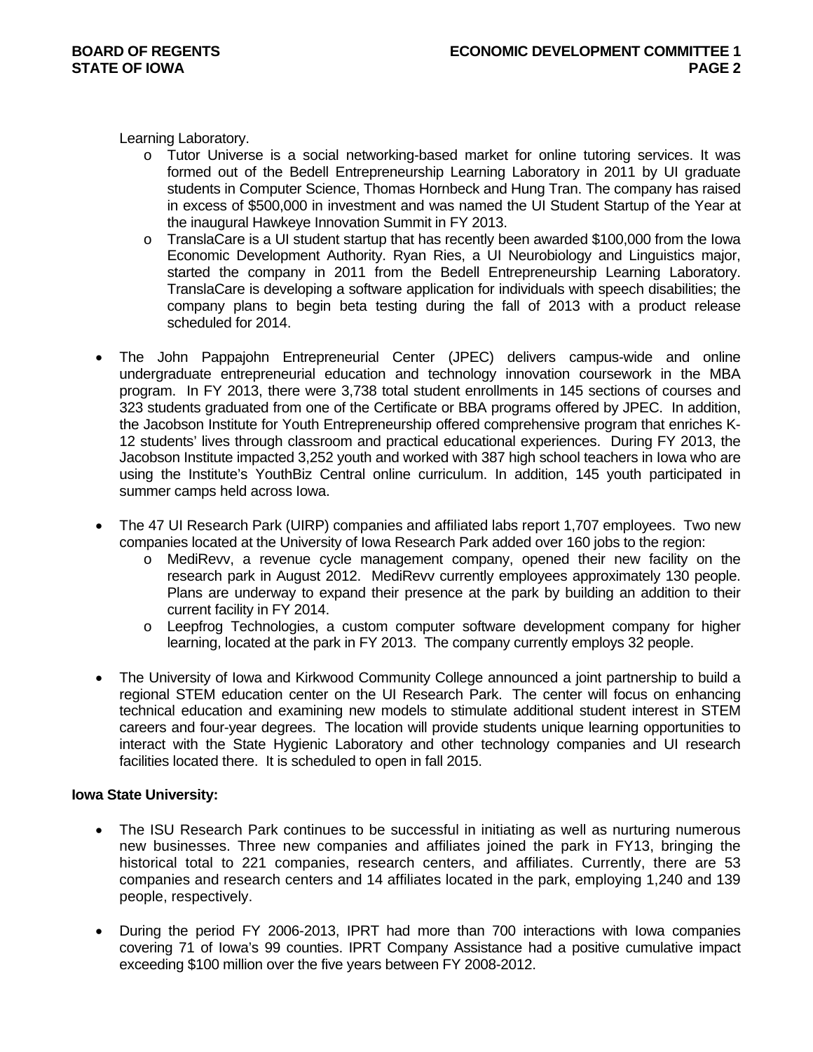Learning Laboratory.

- Tutor Universe is a social networking-based market for online tutoring services. It was formed out of the Bedell Entrepreneurship Learning Laboratory in 2011 by UI graduate students in Computer Science, Thomas Hornbeck and Hung Tran. The company has raised in excess of $500,000 in investment and was named the UI Student Startup of the Year at the inaugural Hawkeye Innovation Summit in FY 2013.
- TranslaCare is a UI student startup that has recently been awarded $100,000 from the Iowa Economic Development Authority. Ryan Ries, a UI Neurobiology and Linguistics major, started the company in 2011 from the Bedell Entrepreneurship Learning Laboratory. TranslaCare is developing a software application for individuals with speech disabilities; the company plans to begin beta testing during the fall of 2013 with a product release scheduled for 2014.

- The John Pappajohn Entrepreneurial Center (JPEC) delivers campus-wide and online undergraduate entrepreneurial education and technology innovation coursework in the MBA program. In FY 2013, there were 3,738 total student enrollments in 145 sections of courses and 323 students graduated from one of the Certificate or BBA programs offered by JPEC. In addition, the Jacobson Institute for Youth Entrepreneurship offered comprehensive program that enriches K-12 students' lives through classroom and practical educational experiences. During FY 2013, the Jacobson Institute impacted 3,252 youth and worked with 387 high school teachers in Iowa who are using the Institute's YouthBiz Central online curriculum. In addition, 145 youth participated in summer camps held across Iowa.

- The 47 UI Research Park (UIRP) companies and affiliated labs report 1,707 employees. Two new companies located at the University of Iowa Research Park added over 160 jobs to the region:
  - MediRevv, a revenue cycle management company, opened their new facility on the research park in August 2012. MediRevv currently employees approximately 130 people. Plans are underway to expand their presence at the park by building an addition to their current facility in FY 2014.
  - Leepfrog Technologies, a custom computer software development company for higher learning, located at the park in FY 2013. The company currently employs 32 people.

- The University of Iowa and Kirkwood Community College announced a joint partnership to build a regional STEM education center on the UI Research Park. The center will focus on enhancing technical education and examining new models to stimulate additional student interest in STEM careers and four-year degrees. The location will provide students unique learning opportunities to interact with the State Hygienic Laboratory and other technology companies and UI research facilities located there. It is scheduled to open in fall 2015.

**Iowa State University:**

- The ISU Research Park continues to be successful in initiating as well as nurturing numerous new businesses. Three new companies and affiliates joined the park in FY13, bringing the historical total to 221 companies, research centers, and affiliates. Currently, there are 53 companies and research centers and 14 affiliates located in the park, employing 1,240 and 139 people, respectively.

- During the period FY 2006-2013, IPRT had more than 700 interactions with Iowa companies covering 71 of Iowa's 99 counties. IPRT Company Assistance had a positive cumulative impact exceeding $100 million over the five years between FY 2008-2012.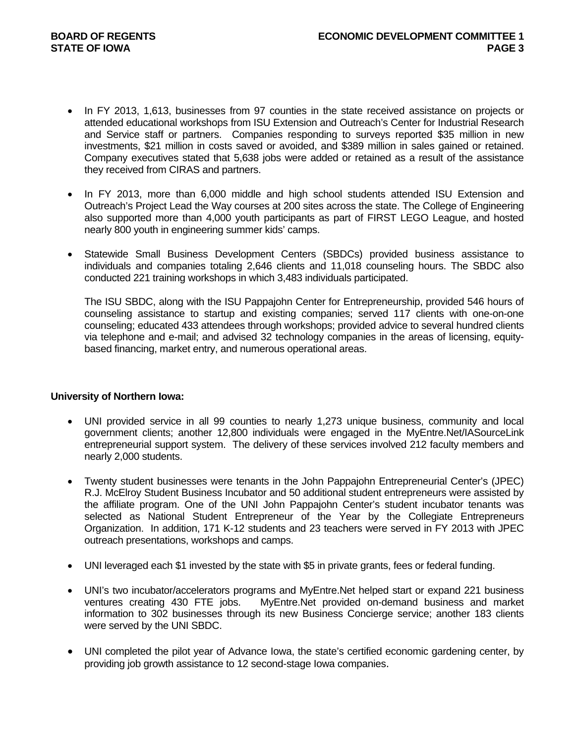- In FY 2013, 1,613, businesses from 97 counties in the state received assistance on projects or attended educational workshops from ISU Extension and Outreach's Center for Industrial Research and Service staff or partners. Companies responding to surveys reported $35 million in new investments, $21 million in costs saved or avoided, and $389 million in sales gained or retained. Company executives stated that 5,638 jobs were added or retained as a result of the assistance they received from CIRAS and partners.

- In FY 2013, more than 6,000 middle and high school students attended ISU Extension and Outreach's Project Lead the Way courses at 200 sites across the state. The College of Engineering also supported more than 4,000 youth participants as part of FIRST LEGO League, and hosted nearly 800 youth in engineering summer kids' camps.

- Statewide Small Business Development Centers (SBDCs) provided business assistance to individuals and companies totaling 2,646 clients and 11,018 counseling hours. The SBDC also conducted 221 training workshops in which 3,483 individuals participated.

  The ISU SBDC, along with the ISU Pappajohn Center for Entrepreneurship, provided 546 hours of counseling assistance to startup and existing companies; served 117 clients with one-on-one counseling; educated 433 attendees through workshops; provided advice to several hundred clients via telephone and e-mail; and advised 32 technology companies in the areas of licensing, equity-based financing, market entry, and numerous operational areas.

**University of Northern Iowa:**

- UNI provided service in all 99 counties to nearly 1,273 unique business, community and local government clients; another 12,800 individuals were engaged in the MyEntre.Net/IASourceLink entrepreneurial support system. The delivery of these services involved 212 faculty members and nearly 2,000 students.

- Twenty student businesses were tenants in the John Pappajohn Entrepreneurial Center's (JPEC) R.J. McElroy Student Business Incubator and 50 additional student entrepreneurs were assisted by the affiliate program. One of the UNI John Pappajohn Center's student incubator tenants was selected as National Student Entrepreneur of the Year by the Collegiate Entrepreneurs Organization. In addition, 171 K-12 students and 23 teachers were served in FY 2013 with JPEC outreach presentations, workshops and camps.

- UNI leveraged each $1 invested by the state with $5 in private grants, fees or federal funding.

- UNI's two incubator/accelerators programs and MyEntre.Net helped start or expand 221 business ventures creating 430 FTE jobs. MyEntre.Net provided on-demand business and market information to 302 businesses through its new Business Concierge service; another 183 clients were served by the UNI SBDC.

- UNI completed the pilot year of Advance Iowa, the state's certified economic gardening center, by providing job growth assistance to 12 second-stage Iowa companies.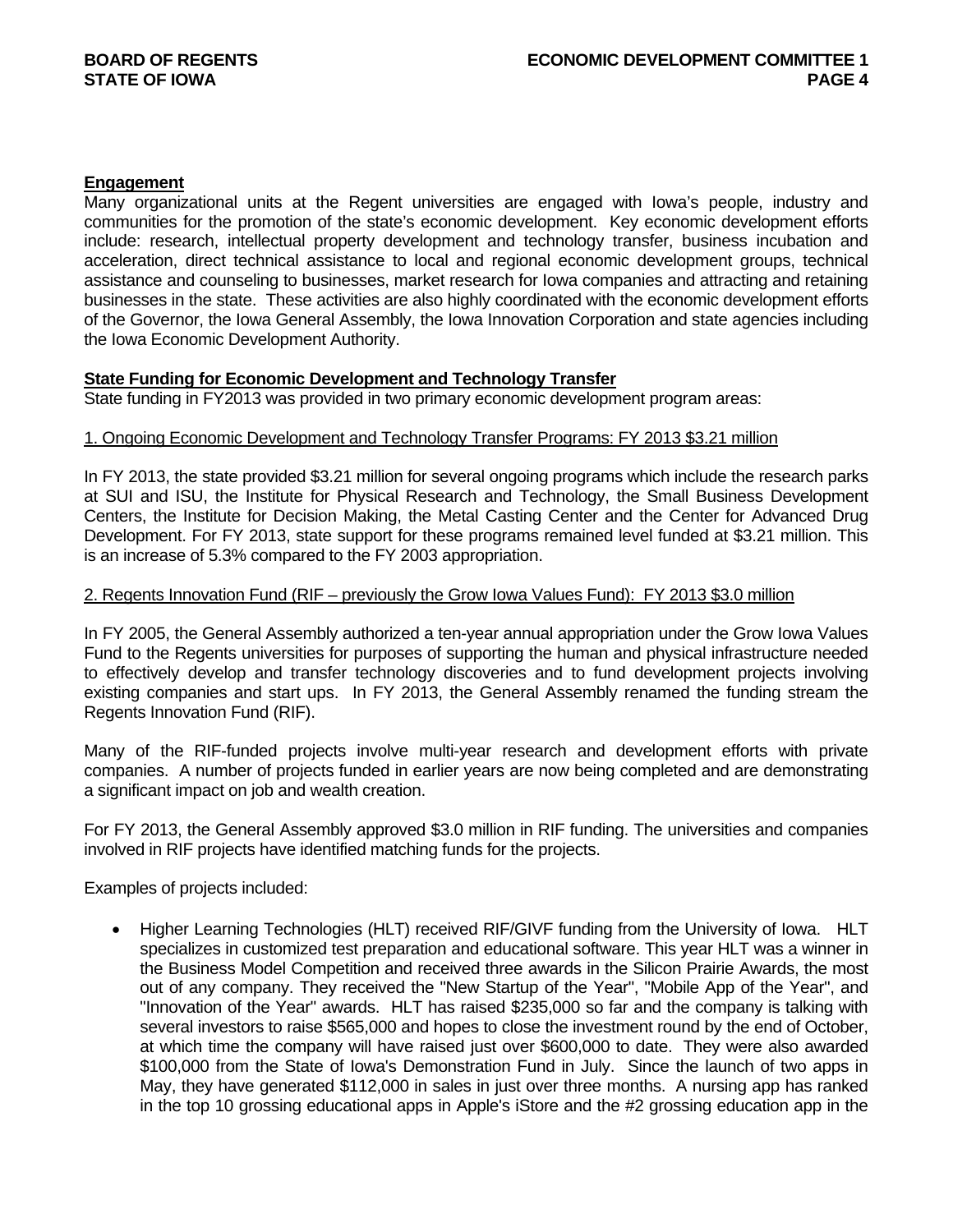**Engagement**

Many organizational units at the Regent universities are engaged with Iowa's people, industry and communities for the promotion of the state's economic development. Key economic development efforts include: research, intellectual property development and technology transfer, business incubation and acceleration, direct technical assistance to local and regional economic development groups, technical assistance and counseling to businesses, market research for Iowa companies and attracting and retaining businesses in the state. These activities are also highly coordinated with the economic development efforts of the Governor, the Iowa General Assembly, the Iowa Innovation Corporation and state agencies including the Iowa Economic Development Authority.

**State Funding for Economic Development and Technology Transfer**

State funding in FY2013 was provided in two primary economic development program areas:

1. Ongoing Economic Development and Technology Transfer Programs: FY 2013 $3.21 million

In FY 2013, the state provided $3.21 million for several ongoing programs which include the research parks at SUI and ISU, the Institute for Physical Research and Technology, the Small Business Development Centers, the Institute for Decision Making, the Metal Casting Center and the Center for Advanced Drug Development. For FY 2013, state support for these programs remained level funded at $3.21 million. This is an increase of 5.3% compared to the FY 2003 appropriation.

2. Regents Innovation Fund (RIF – previously the Grow Iowa Values Fund): FY 2013 $3.0 million

In FY 2005, the General Assembly authorized a ten-year annual appropriation under the Grow Iowa Values Fund to the Regents universities for purposes of supporting the human and physical infrastructure needed to effectively develop and transfer technology discoveries and to fund development projects involving existing companies and start ups. In FY 2013, the General Assembly renamed the funding stream the Regents Innovation Fund (RIF).

Many of the RIF-funded projects involve multi-year research and development efforts with private companies. A number of projects funded in earlier years are now being completed and are demonstrating a significant impact on job and wealth creation.

For FY 2013, the General Assembly approved $3.0 million in RIF funding. The universities and companies involved in RIF projects have identified matching funds for the projects.

Examples of projects included:

- Higher Learning Technologies (HLT) received RIF/GIVF funding from the University of Iowa. HLT specializes in customized test preparation and educational software. This year HLT was a winner in the Business Model Competition and received three awards in the Silicon Prairie Awards, the most out of any company. They received the "New Startup of the Year", "Mobile App of the Year", and "Innovation of the Year" awards. HLT has raised $235,000 so far and the company is talking with several investors to raise $565,000 and hopes to close the investment round by the end of October, at which time the company will have raised just over $600,000 to date. They were also awarded $100,000 from the State of Iowa's Demonstration Fund in July. Since the launch of two apps in May, they have generated $112,000 in sales in just over three months. A nursing app has ranked in the top 10 grossing educational apps in Apple's iStore and the #2 grossing education app in the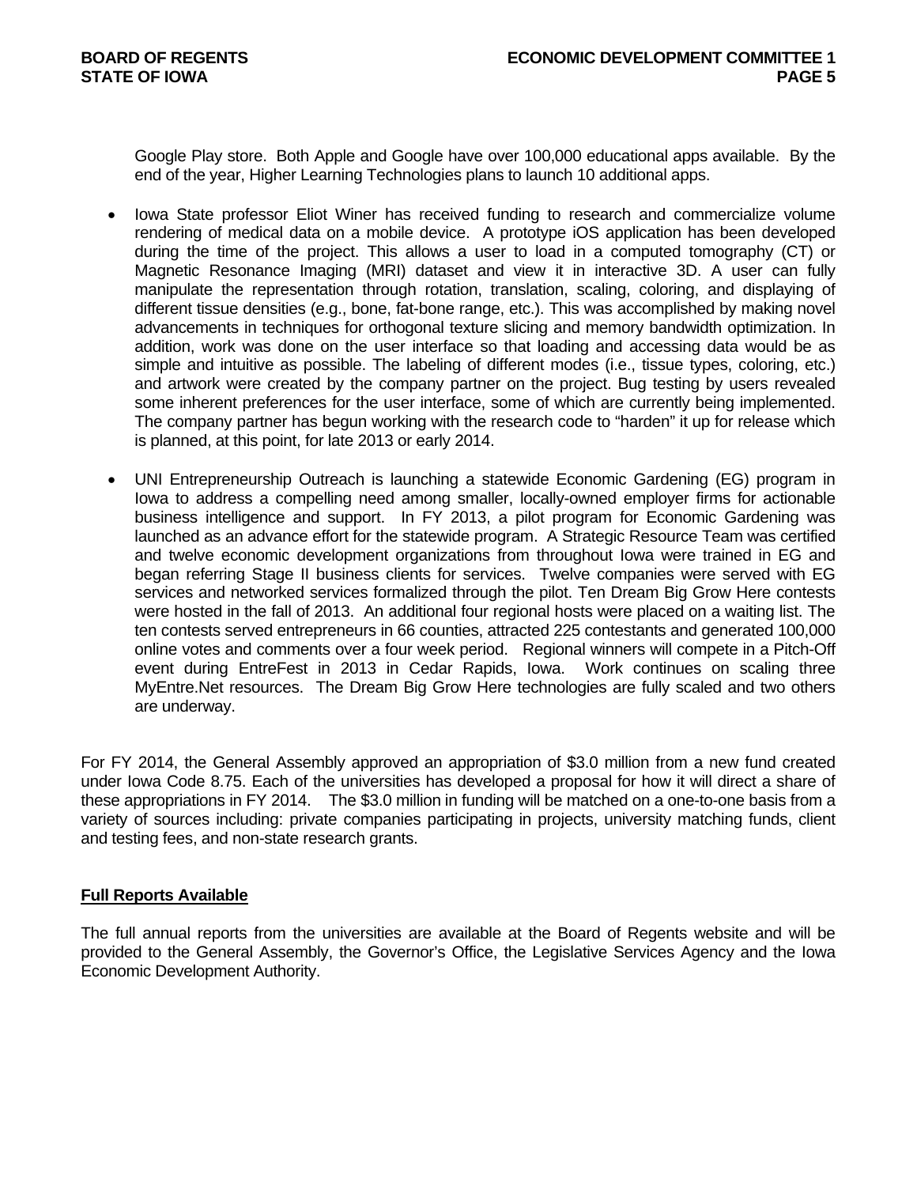Google Play store. Both Apple and Google have over 100,000 educational apps available. By the end of the year, Higher Learning Technologies plans to launch 10 additional apps.

- Iowa State professor Eliot Winer has received funding to research and commercialize volume rendering of medical data on a mobile device. A prototype iOS application has been developed during the time of the project. This allows a user to load in a computed tomography (CT) or Magnetic Resonance Imaging (MRI) dataset and view it in interactive 3D. A user can fully manipulate the representation through rotation, translation, scaling, coloring, and displaying of different tissue densities (e.g., bone, fat-bone range, etc.). This was accomplished by making novel advancements in techniques for orthogonal texture slicing and memory bandwidth optimization. In addition, work was done on the user interface so that loading and accessing data would be as simple and intuitive as possible. The labeling of different modes (i.e., tissue types, coloring, etc.) and artwork were created by the company partner on the project. Bug testing by users revealed some inherent preferences for the user interface, some of which are currently being implemented. The company partner has begun working with the research code to "harden" it up for release which is planned, at this point, for late 2013 or early 2014.

- UNI Entrepreneurship Outreach is launching a statewide Economic Gardening (EG) program in Iowa to address a compelling need among smaller, locally-owned employer firms for actionable business intelligence and support. In FY 2013, a pilot program for Economic Gardening was launched as an advance effort for the statewide program. A Strategic Resource Team was certified and twelve economic development organizations from throughout Iowa were trained in EG and began referring Stage II business clients for services. Twelve companies were served with EG services and networked services formalized through the pilot. Ten Dream Big Grow Here contests were hosted in the fall of 2013. An additional four regional hosts were placed on a waiting list. The ten contests served entrepreneurs in 66 counties, attracted 225 contestants and generated 100,000 online votes and comments over a four week period. Regional winners will compete in a Pitch-Off event during EntreFest in 2013 in Cedar Rapids, Iowa. Work continues on scaling three MyEntre.Net resources. The Dream Big Grow Here technologies are fully scaled and two others are underway.

For FY 2014, the General Assembly approved an appropriation of $3.0 million from a new fund created under Iowa Code 8.75. Each of the universities has developed a proposal for how it will direct a share of these appropriations in FY 2014. The $3.0 million in funding will be matched on a one-to-one basis from a variety of sources including: private companies participating in projects, university matching funds, client and testing fees, and non-state research grants.

**Full Reports Available**

The full annual reports from the universities are available at the Board of Regents website and will be provided to the General Assembly, the Governor's Office, the Legislative Services Agency and the Iowa Economic Development Authority.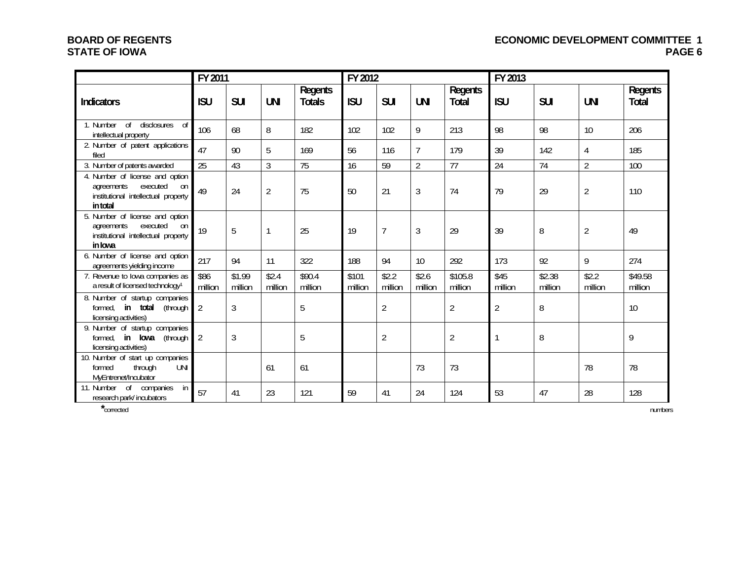| | FY 2011 | | | | FY 2012 | | | | FY 2013 | | | |
|---|---|---|---|---|---|---|---|---|---|---|---|---|
| **Indicators** | **ISU** | **SUI** | **UNI** | **Regents Totals** | **ISU** | **SUI** | **UNI** | **Regents Total** | **ISU** | **SUI** | **UNI** | **Regents Total** |
| 1. Number of disclosures of intellectual property | 106 | 68 | 8 | 182 | 102 | 102 | 9 | 213 | 98 | 98 | 10 | 206 |
| 2. Number of patent applications filed | 47 | 90 | 5 | 169 | 56 | 116 | 7 | 179 | 39 | 142 | 4 | 185 |
| 3. Number of patents awarded | 25 | 43 | 3 | 75 | 16 | 59 | 2 | 77 | 24 | 74 | 2 | 100 |
| 4. Number of license and option agreements executed on institutional intellectual property **in total** | 49 | 24 | 2 | 75 | 50 | 21 | 3 | 74 | 79 | 29 | 2 | 110 |
| 5. Number of license and option agreements executed on institutional intellectual property **in Iowa** | 19 | 5 | 1 | 25 | 19 | 7 | 3 | 29 | 39 | 8 | 2 | 49 |
| 6. Number of license and option agreements yielding income | 217 | 94 | 11 | 322 | 188 | 94 | 10 | 292 | 173 | 92 | 9 | 274 |
| 7. Revenue to Iowa companies as a result of licensed technology[1] | $86 million | $1.99 million | $2.4 million | $90.4 million | $101 million | $2.2 million | $2.6 million | $105.8 million | $45 million | $2.38 million | $2.2 million | $49.58 million |
| 8. Number of startup companies formed, **in total** (through licensing activities) | 2 | 3 | | 5 | | 2 | | 2 | 2 | 8 | | 10 |
| 9. Number of startup companies formed, **in Iowa** (through licensing activities) | 2 | 3 | | 5 | | 2 | | 2 | 1 | 8 | | 9 |
| 10. Number of start up companies formed through UNI MyEntrenet/Incubator | | | 61 | 61 | | | 73 | 73 | | | 78 | 78 |
| 11. Number of companies in research park/ incubators | 57 | 41 | 23 | 121 | 59 | 41 | 24 | 124 | 53 | 47 | 28 | 128 |

*corrected numbers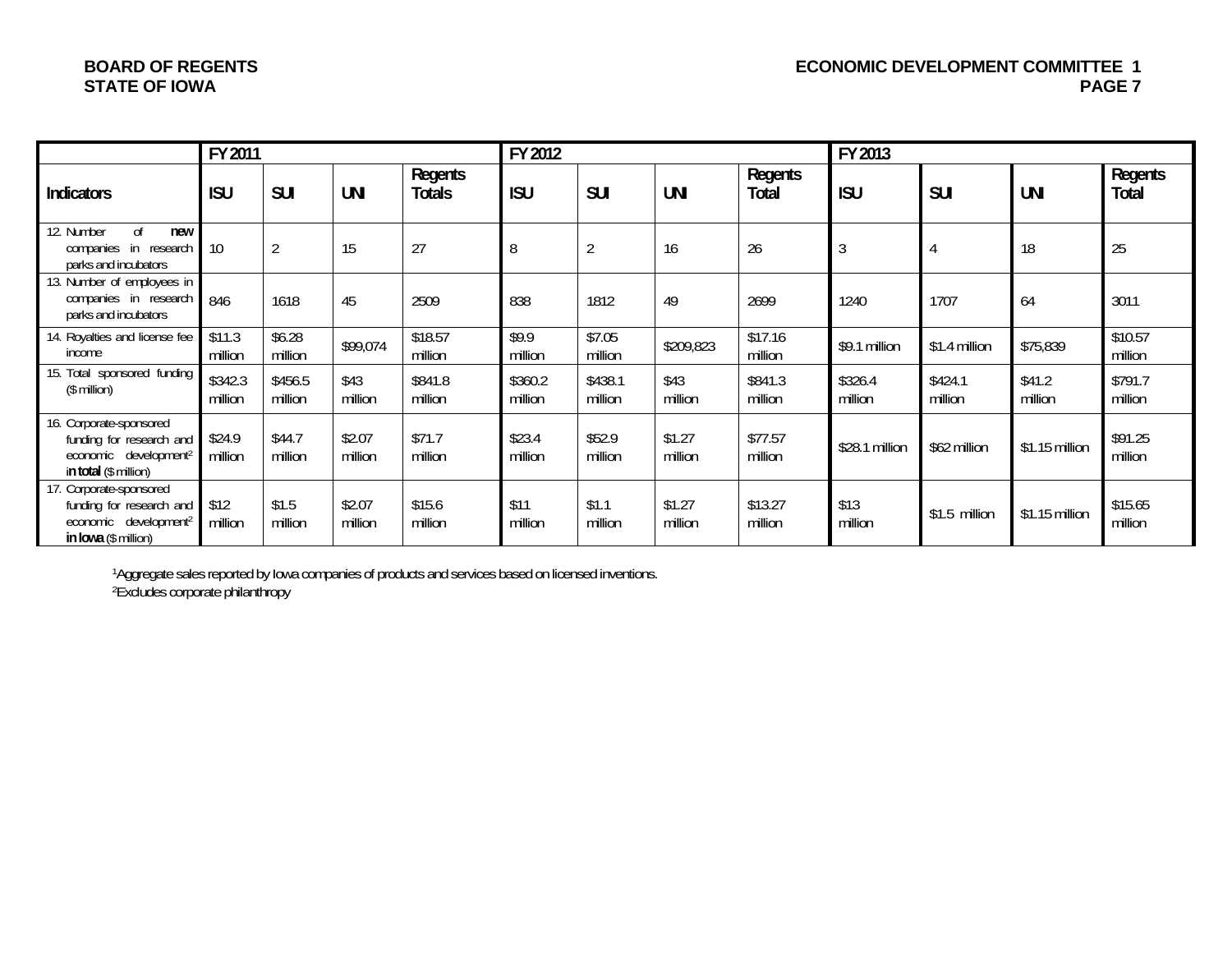| | FY 2011 | | | | FY 2012 | | | | FY 2013 | | | |
|---|---|---|---|---|---|---|---|---|---|---|---|---|
| **Indicators** | **ISU** | **SUI** | **UNI** | **Regents Totals** | **ISU** | **SUI** | **UNI** | **Regents Total** | **ISU** | **SUI** | **UNI** | **Regents Total** |
| 12. Number of **new** companies in research parks and incubators | 10 | 2 | 15 | 27 | 8 | 2 | 16 | 26 | 3 | 4 | 18 | 25 |
| 13. Number of employees in companies in research parks and incubators | 846 | 1618 | 45 | 2509 | 838 | 1812 | 49 | 2699 | 1240 | 1707 | 64 | 3011 |
| 14. Royalties and license fee income | $11.3 million | $6.28 million | $99,074 | $18.57 million | $9.9 million | $7.05 million | $209,823 | $17.16 million | $9.1 million | $1.4 million | $75,839 | $10.57 million |
| 15. Total sponsored funding ($ million) | $342.3 million | $456.5 million | $43 million | $841.8 million | $360.2 million | $438.1 million | $43 million | $841.3 million | $326.4 million | $424.1 million | $41.2 million | $791.7 million |
| 16. Corporate-sponsored funding for research and economic development[2] **in total** ($ million) | $24.9 million | $44.7 million | $2.07 million | $71.7 million | $23.4 million | $52.9 million | $1.27 million | $77.57 million | $28.1 million | $62 million | $1.15 million | $91.25 million |
| 17. Corporate-sponsored funding for research and economic development[2] **in Iowa** ($ million) | $12 million | $1.5 million | $2.07 million | $15.6 million | $11 million | $1.1 million | $1.27 million | $13.27 million | $13 million | $1.5 million | $1.15 million | $15.65 million |

[1]Aggregate sales reported by Iowa companies of products and services based on licensed inventions.

[2]Excludes corporate philanthropy